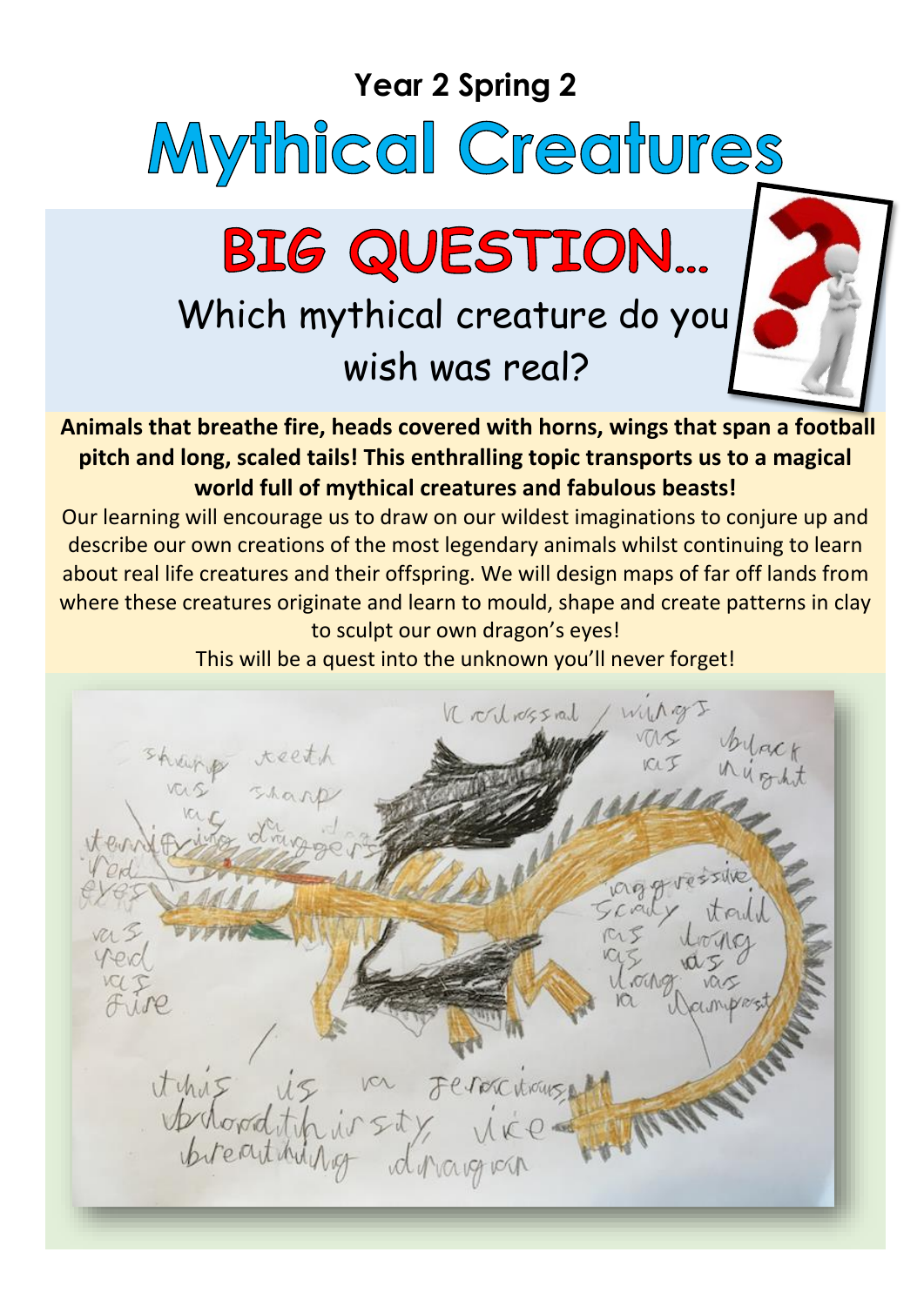## Year 2 Spring 2

# Mythical Creatures

# BIG QUESTION…

Which mythical creature do you wish was real?

**Animals that breathe fire, heads covered with horns, wings that span a football pitch and long, scaled tails! This enthralling topic transports us to a magical world full of mythical creatures and fabulous beasts!**

Our learning will encourage us to draw on our wildest imaginations to conjure up and describe our own creations of the most legendary animals whilst continuing to learn about real life creatures and their offspring. We will design maps of far off lands from where these creatures originate and learn to mould, shape and create patterns in clay to sculpt our own dragon's eyes!

This will be a quest into the unknown you'll never forget!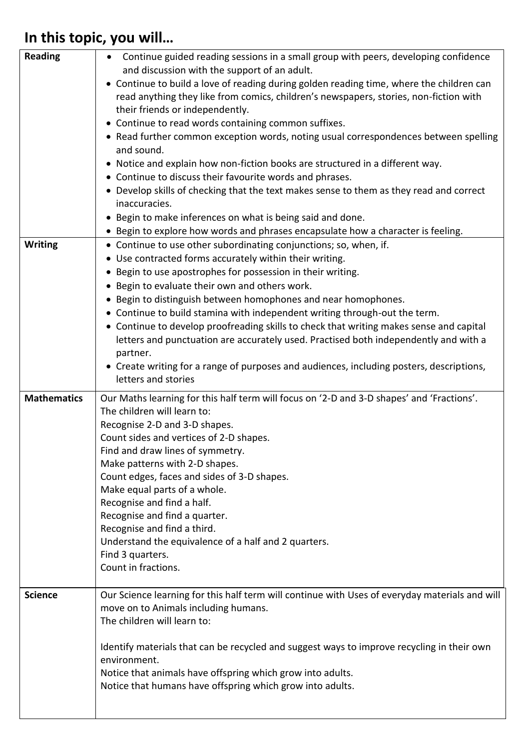## In this topic, you will…

| | |
|---|---|
| **Reading** | • Continue guided reading sessions in a small group with peers, developing confidence and discussion with the support of an adult.<br>• Continue to build a love of reading during golden reading time, where the children can read anything they like from comics, children's newspapers, stories, non-fiction with their friends or independently.<br>• Continue to read words containing common suffixes.<br>• Read further common exception words, noting usual correspondences between spelling and sound.<br>• Notice and explain how non-fiction books are structured in a different way.<br>• Continue to discuss their favourite words and phrases.<br>• Develop skills of checking that the text makes sense to them as they read and correct inaccuracies.<br>• Begin to make inferences on what is being said and done.<br>• Begin to explore how words and phrases encapsulate how a character is feeling. |
| **Writing** | • Continue to use other subordinating conjunctions; so, when, if.<br>• Use contracted forms accurately within their writing.<br>• Begin to use apostrophes for possession in their writing.<br>• Begin to evaluate their own and others work.<br>• Begin to distinguish between homophones and near homophones.<br>• Continue to build stamina with independent writing through-out the term.<br>• Continue to develop proofreading skills to check that writing makes sense and capital letters and punctuation are accurately used. Practised both independently and with a partner.<br>• Create writing for a range of purposes and audiences, including posters, descriptions, letters and stories |
| **Mathematics** | Our Maths learning for this half term will focus on '2-D and 3-D shapes' and 'Fractions'.<br>The children will learn to:<br>Recognise 2-D and 3-D shapes.<br>Count sides and vertices of 2-D shapes.<br>Find and draw lines of symmetry.<br>Make patterns with 2-D shapes.<br>Count edges, faces and sides of 3-D shapes.<br>Make equal parts of a whole.<br>Recognise and find a half.<br>Recognise and find a quarter.<br>Recognise and find a third.<br>Understand the equivalence of a half and 2 quarters.<br>Find 3 quarters.<br>Count in fractions. |
| **Science** | Our Science learning for this half term will continue with Uses of everyday materials and will move on to Animals including humans.<br>The children will learn to:<br><br>Identify materials that can be recycled and suggest ways to improve recycling in their own environment.<br>Notice that animals have offspring which grow into adults.<br>Notice that humans have offspring which grow into adults. |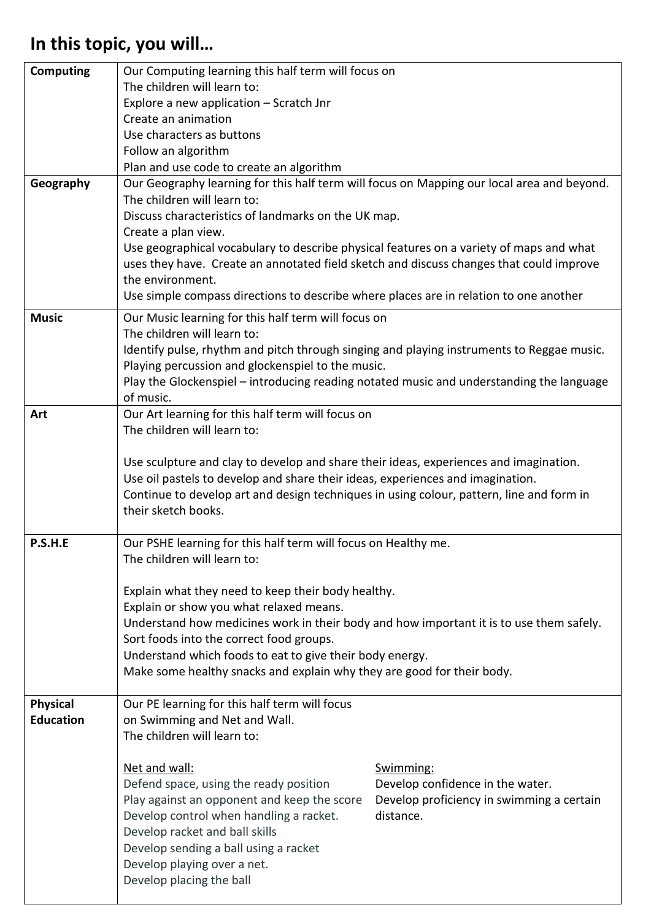## In this topic, you will…

| | |
|---|---|
| **Computing** | Our Computing learning this half term will focus on<br>The children will learn to:<br>Explore a new application – Scratch Jnr<br>Create an animation<br>Use characters as buttons<br>Follow an algorithm<br>Plan and use code to create an algorithm |
| **Geography** | Our Geography learning for this half term will focus on Mapping our local area and beyond.<br>The children will learn to:<br>Discuss characteristics of landmarks on the UK map.<br>Create a plan view.<br>Use geographical vocabulary to describe physical features on a variety of maps and what uses they have. Create an annotated field sketch and discuss changes that could improve the environment.<br>Use simple compass directions to describe where places are in relation to one another |
| **Music** | Our Music learning for this half term will focus on<br>The children will learn to:<br>Identify pulse, rhythm and pitch through singing and playing instruments to Reggae music.<br>Playing percussion and glockenspiel to the music.<br>Play the Glockenspiel – introducing reading notated music and understanding the language of music. |
| **Art** | Our Art learning for this half term will focus on<br>The children will learn to:<br><br>Use sculpture and clay to develop and share their ideas, experiences and imagination.<br>Use oil pastels to develop and share their ideas, experiences and imagination.<br>Continue to develop art and design techniques in using colour, pattern, line and form in their sketch books. |
| **P.S.H.E** | Our PSHE learning for this half term will focus on Healthy me.<br>The children will learn to:<br><br>Explain what they need to keep their body healthy.<br>Explain or show you what relaxed means.<br>Understand how medicines work in their body and how important it is to use them safely.<br>Sort foods into the correct food groups.<br>Understand which foods to eat to give their body energy.<br>Make some healthy snacks and explain why they are good for their body. |
| **Physical Education** | Our PE learning for this half term will focus on Swimming and Net and Wall.<br>The children will learn to:<br><br>Net and wall:<br>Defend space, using the ready position<br>Play against an opponent and keep the score<br>Develop control when handling a racket.<br>Develop racket and ball skills<br>Develop sending a ball using a racket<br>Develop playing over a net.<br>Develop placing the ball<br><br>Swimming:<br>Develop confidence in the water.<br>Develop proficiency in swimming a certain distance. |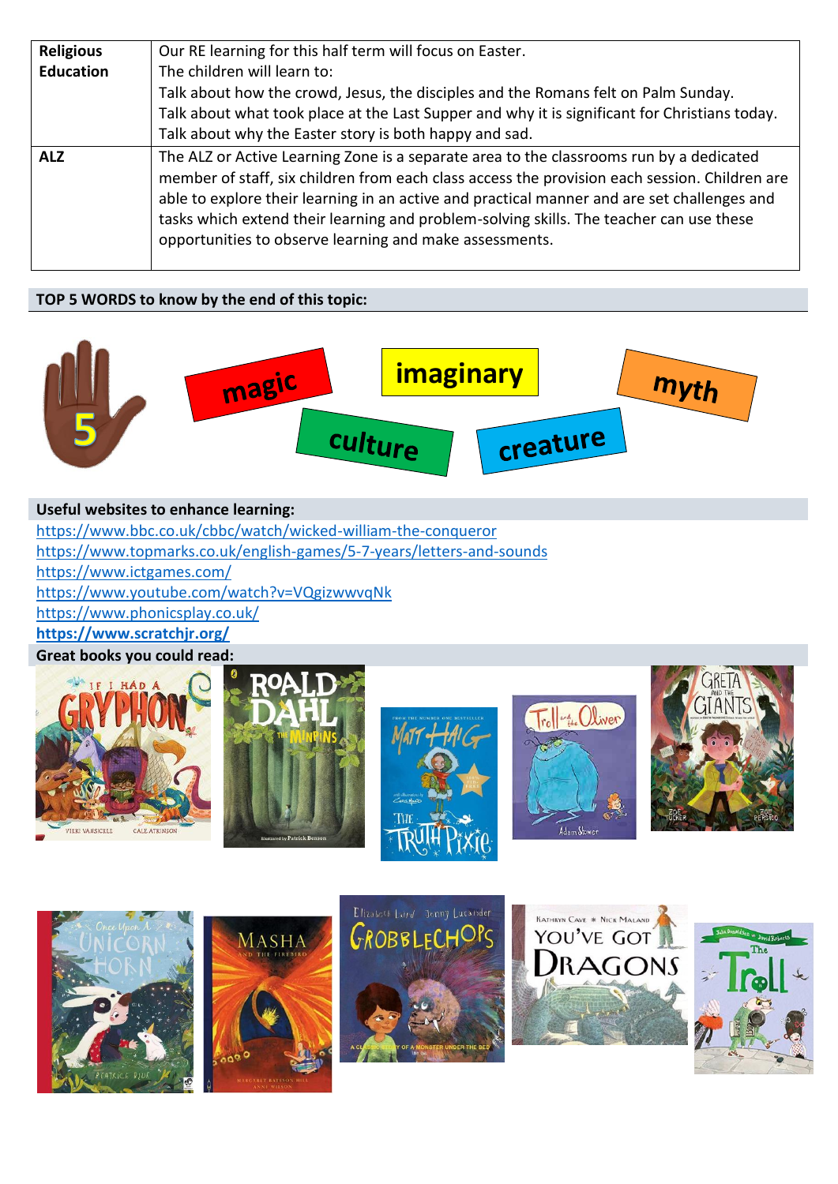| | |
|---|---|
| **Religious Education** | Our RE learning for this half term will focus on Easter.<br>The children will learn to:<br>Talk about how the crowd, Jesus, the disciples and the Romans felt on Palm Sunday.<br>Talk about what took place at the Last Supper and why it is significant for Christians today.<br>Talk about why the Easter story is both happy and sad. |
| **ALZ** | The ALZ or Active Learning Zone is a separate area to the classrooms run by a dedicated member of staff, six children from each class access the provision each session. Children are able to explore their learning in an active and practical manner and are set challenges and tasks which extend their learning and problem-solving skills. The teacher can use these opportunities to observe learning and make assessments. |

**TOP 5 WORDS to know by the end of this topic:**

5

magic

imaginary

myth

culture

creature

**Useful websites to enhance learning:**

https://www.bbc.co.uk/cbbc/watch/wicked-william-the-conqueror
https://www.topmarks.co.uk/english-games/5-7-years/letters-and-sounds
https://www.ictgames.com/
https://www.youtube.com/watch?v=VQgizwwvqNk
https://www.phonicsplay.co.uk/
**https://www.scratchjr.org/**

**Great books you could read:**